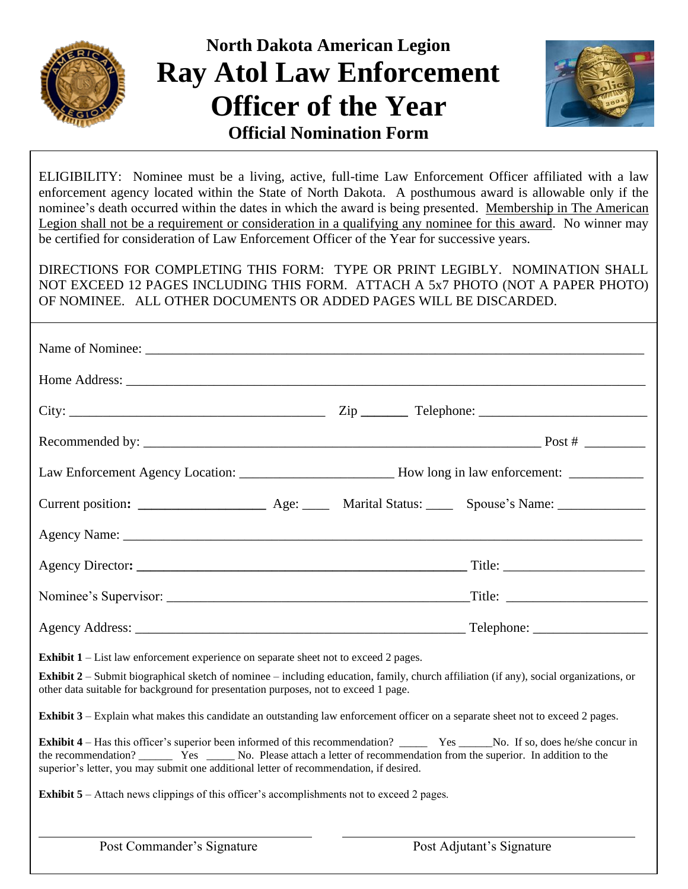# North Dakota American Legion

# Ray Atol Law Enforcement Officer of the Year

## Official Nomination Form

ELIGIBILITY: Nominee must be a living, active, full-time Law Enforcement Officer affiliated with a law enforcement agency located within the State of North Dakota. A posthumous award is allowable only if the nominee's death occurred within the dates in which the award is being presented. Membership in The American Legion shall not be a requirement or consideration in a qualifying any nominee for this award. No winner may be certified for consideration of Law Enforcement Officer of the Year for successive years.

DIRECTIONS FOR COMPLETING THIS FORM: TYPE OR PRINT LEGIBLY. NOMINATION SHALL NOT EXCEED 12 PAGES INCLUDING THIS FORM. ATTACH A 5x7 PHOTO (NOT A PAPER PHOTO) OF NOMINEE. ALL OTHER DOCUMENTS OR ADDED PAGES WILL BE DISCARDED.

Name of Nominee: ___________________________________________

Home Address: ___________________________________________

City: ______________________ Zip _______ Telephone: ______________________

Recommended by: ___________________________________ Post # _________

Law Enforcement Agency Location: ______________________ How long in law enforcement: ___________

Current position: __________________ Age: ____ Marital Status: ____ Spouse's Name: _____________

Agency Name: ___________________________________________

Agency Director: ___________________________________ Title: ____________________

Nominee's Supervisor: _______________________________ Title: ____________________

Agency Address: ___________________________________ Telephone: _________________

**Exhibit 1** – List law enforcement experience on separate sheet not to exceed 2 pages.

**Exhibit 2** – Submit biographical sketch of nominee – including education, family, church affiliation (if any), social organizations, or other data suitable for background for presentation purposes, not to exceed 1 page.

**Exhibit 3** – Explain what makes this candidate an outstanding law enforcement officer on a separate sheet not to exceed 2 pages.

**Exhibit 4** – Has this officer's superior been informed of this recommendation? _____ Yes ______No. If so, does he/she concur in the recommendation? ______ Yes _____ No. Please attach a letter of recommendation from the superior. In addition to the superior's letter, you may submit one additional letter of recommendation, if desired.

**Exhibit 5** – Attach news clippings of this officer's accomplishments not to exceed 2 pages.

_______________________________ Post Commander's Signature

_______________________________ Post Adjutant's Signature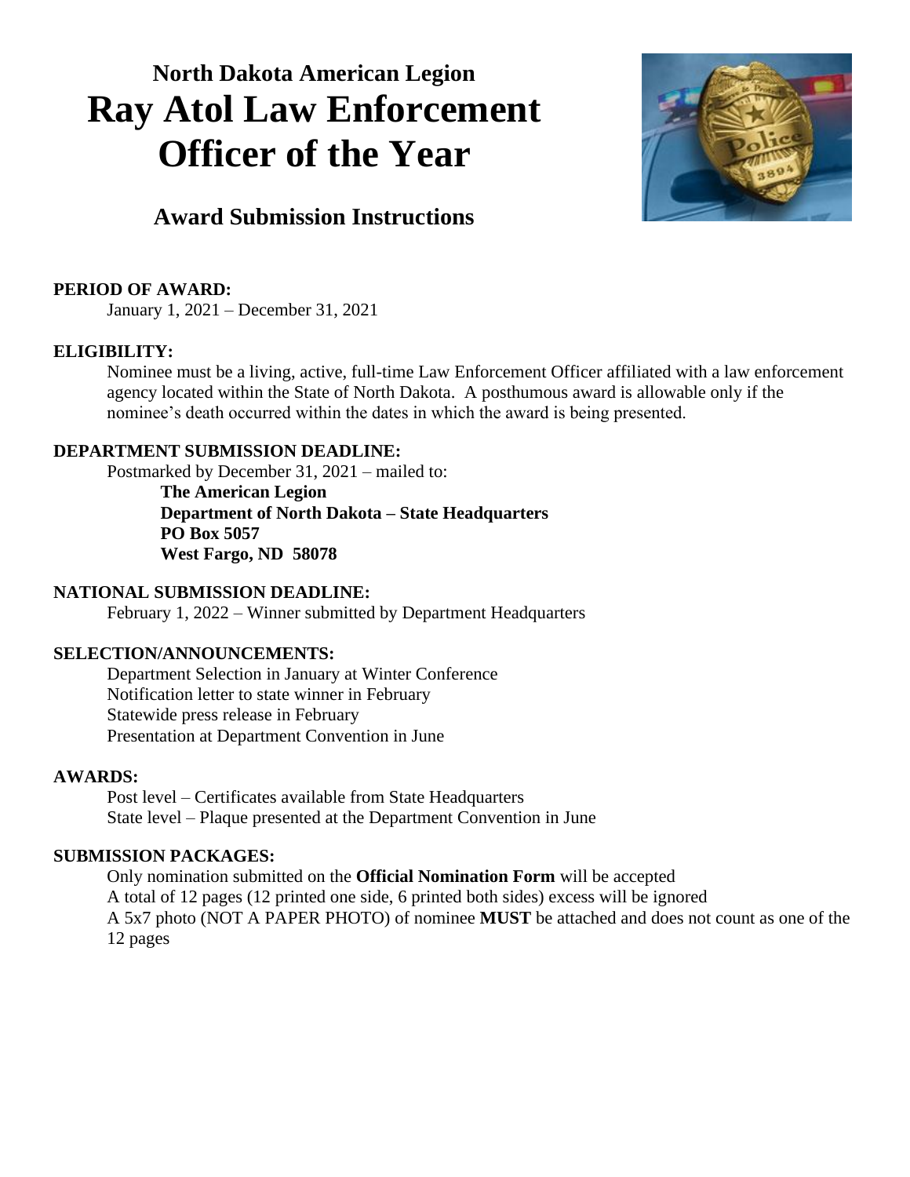## North Dakota American Legion

# Ray Atol Law Enforcement Officer of the Year

### Award Submission Instructions

**PERIOD OF AWARD:**

January 1, 2021 – December 31, 2021

**ELIGIBILITY:**

Nominee must be a living, active, full-time Law Enforcement Officer affiliated with a law enforcement agency located within the State of North Dakota. A posthumous award is allowable only if the nominee's death occurred within the dates in which the award is being presented.

**DEPARTMENT SUBMISSION DEADLINE:**

Postmarked by December 31, 2021 – mailed to:

**The American Legion**
**Department of North Dakota – State Headquarters**
**PO Box 5057**
**West Fargo, ND 58078**

**NATIONAL SUBMISSION DEADLINE:**

February 1, 2022 – Winner submitted by Department Headquarters

**SELECTION/ANNOUNCEMENTS:**

Department Selection in January at Winter Conference
Notification letter to state winner in February
Statewide press release in February
Presentation at Department Convention in June

**AWARDS:**

Post level – Certificates available from State Headquarters
State level – Plaque presented at the Department Convention in June

**SUBMISSION PACKAGES:**

Only nomination submitted on the **Official Nomination Form** will be accepted
A total of 12 pages (12 printed one side, 6 printed both sides) excess will be ignored
A 5x7 photo (NOT A PAPER PHOTO) of nominee **MUST** be attached and does not count as one of the 12 pages